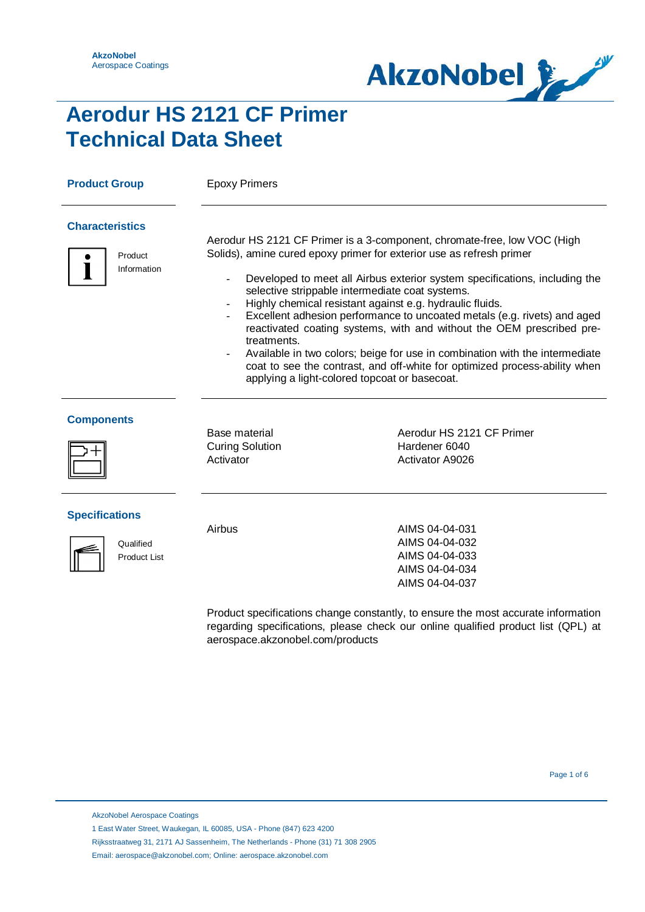AkzoNobel
Aerospace Coatings

# Aerodur HS 2121 CF Primer Technical Data Sheet

## Product Group

Epoxy Primers

## Characteristics

Product Information

Aerodur HS 2121 CF Primer is a 3-component, chromate-free, low VOC (High Solids), amine cured epoxy primer for exterior use as refresh primer

- Developed to meet all Airbus exterior system specifications, including the selective strippable intermediate coat systems.
- Highly chemical resistant against e.g. hydraulic fluids.
- Excellent adhesion performance to uncoated metals (e.g. rivets) and aged reactivated coating systems, with and without the OEM prescribed pre-treatments.
- Available in two colors; beige for use in combination with the intermediate coat to see the contrast, and off-white for optimized process-ability when applying a light-colored topcoat or basecoat.

## Components

| | |
|---|---|
| Base material | Aerodur HS 2121 CF Primer |
| Curing Solution | Hardener 6040 |
| Activator | Activator A9026 |

## Specifications

Qualified Product List

| | |
|---|---|
| Airbus | AIMS 04-04-031 |
| | AIMS 04-04-032 |
| | AIMS 04-04-033 |
| | AIMS 04-04-034 |
| | AIMS 04-04-037 |

Product specifications change constantly, to ensure the most accurate information regarding specifications, please check our online qualified product list (QPL) at aerospace.akzonobel.com/products

AkzoNobel Aerospace Coatings
1 East Water Street, Waukegan, IL 60085, USA - Phone (847) 623 4200
Rijksstraatweg 31, 2171 AJ Sassenheim, The Netherlands - Phone (31) 71 308 2905
Email: aerospace@akzonobel.com; Online: aerospace.akzonobel.com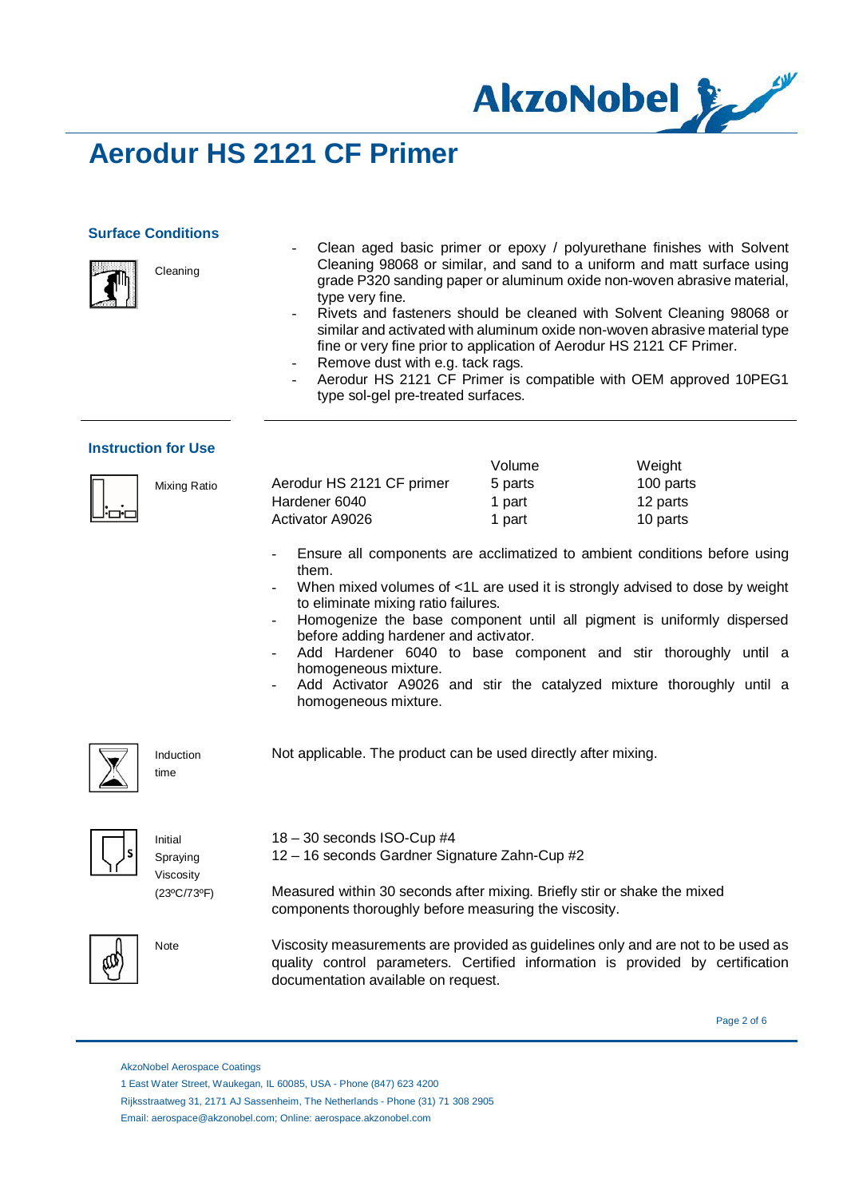# Aerodur HS 2121 CF Primer

### Surface Conditions

**Cleaning**

- Clean aged basic primer or epoxy / polyurethane finishes with Solvent Cleaning 98068 or similar, and sand to a uniform and matt surface using grade P320 sanding paper or aluminum oxide non-woven abrasive material, type very fine.
- Rivets and fasteners should be cleaned with Solvent Cleaning 98068 or similar and activated with aluminum oxide non-woven abrasive material type fine or very fine prior to application of Aerodur HS 2121 CF Primer.
- Remove dust with e.g. tack rags.
- Aerodur HS 2121 CF Primer is compatible with OEM approved 10PEG1 type sol-gel pre-treated surfaces.

### Instruction for Use

**Mixing Ratio**

| | Volume | Weight |
|---|---|---|
| Aerodur HS 2121 CF primer | 5 parts | 100 parts |
| Hardener 6040 | 1 part | 12 parts |
| Activator A9026 | 1 part | 10 parts |

- Ensure all components are acclimatized to ambient conditions before using them.
- When mixed volumes of <1L are used it is strongly advised to dose by weight to eliminate mixing ratio failures.
- Homogenize the base component until all pigment is uniformly dispersed before adding hardener and activator.
- Add Hardener 6040 to base component and stir thoroughly until a homogeneous mixture.
- Add Activator A9026 and stir the catalyzed mixture thoroughly until a homogeneous mixture.

**Induction time**

Not applicable. The product can be used directly after mixing.

**Initial Spraying Viscosity (23ºC/73ºF)**

18 – 30 seconds ISO-Cup #4
12 – 16 seconds Gardner Signature Zahn-Cup #2

Measured within 30 seconds after mixing. Briefly stir or shake the mixed components thoroughly before measuring the viscosity.

**Note**

Viscosity measurements are provided as guidelines only and are not to be used as quality control parameters. Certified information is provided by certification documentation available on request.

AkzoNobel Aerospace Coatings
1 East Water Street, Waukegan, IL 60085, USA - Phone (847) 623 4200
Rijksstraatweg 31, 2171 AJ Sassenheim, The Netherlands - Phone (31) 71 308 2905
Email: aerospace@akzonobel.com; Online: aerospace.akzonobel.com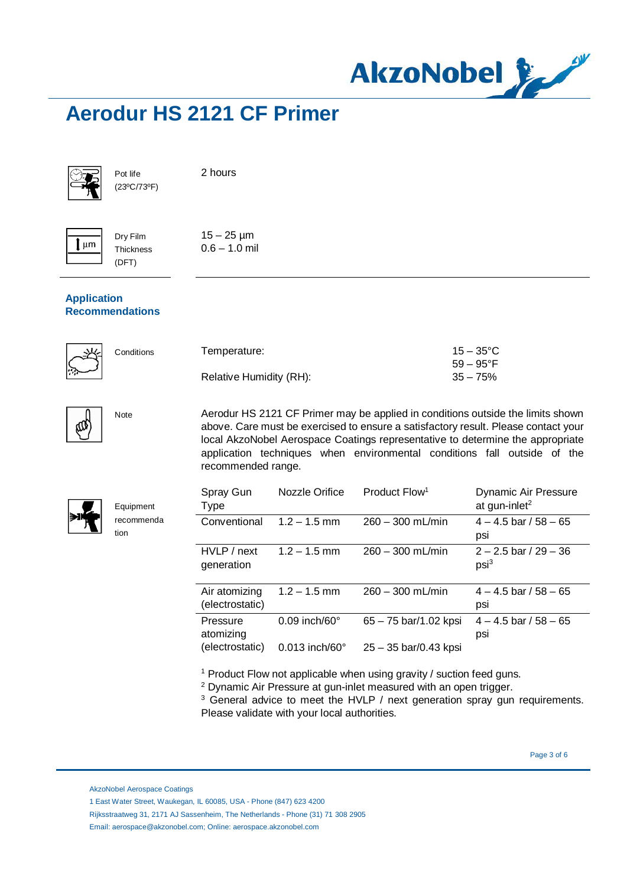# Aerodur HS 2121 CF Primer

| | |
|---|---|
| Pot life (23ºC/73ºF) | 2 hours |
| Dry Film Thickness (DFT) | 15 – 25 µm<br>0.6 – 1.0 mil |

## Application Recommendations

**Conditions**

| | |
|---|---|
| Temperature: | 15 – 35°C<br>59 – 95°F |
| Relative Humidity (RH): | 35 – 75% |

**Note**

Aerodur HS 2121 CF Primer may be applied in conditions outside the limits shown above. Care must be exercised to ensure a satisfactory result. Please contact your local AkzoNobel Aerospace Coatings representative to determine the appropriate application techniques when environmental conditions fall outside of the recommended range.

**Equipment recommendation**

| Spray Gun Type | Nozzle Orifice | Product Flow[1] | Dynamic Air Pressure at gun-inlet[2] |
|---|---|---|---|
| Conventional | 1.2 – 1.5 mm | 260 – 300 mL/min | 4 – 4.5 bar / 58 – 65 psi |
| HVLP / next generation | 1.2 – 1.5 mm | 260 – 300 mL/min | 2 – 2.5 bar / 29 – 36 psi[3] |
| Air atomizing (electrostatic) | 1.2 – 1.5 mm | 260 – 300 mL/min | 4 – 4.5 bar / 58 – 65 psi |
| Pressure atomizing (electrostatic) | 0.09 inch/60°<br>0.013 inch/60° | 65 – 75 bar/1.02 kpsi<br>25 – 35 bar/0.43 kpsi | 4 – 4.5 bar / 58 – 65 psi |

[1] Product Flow not applicable when using gravity / suction feed guns.
[2] Dynamic Air Pressure at gun-inlet measured with an open trigger.
[3] General advice to meet the HVLP / next generation spray gun requirements. Please validate with your local authorities.

AkzoNobel Aerospace Coatings
1 East Water Street, Waukegan, IL 60085, USA - Phone (847) 623 4200
Rijksstraatweg 31, 2171 AJ Sassenheim, The Netherlands - Phone (31) 71 308 2905
Email: aerospace@akzonobel.com; Online: aerospace.akzonobel.com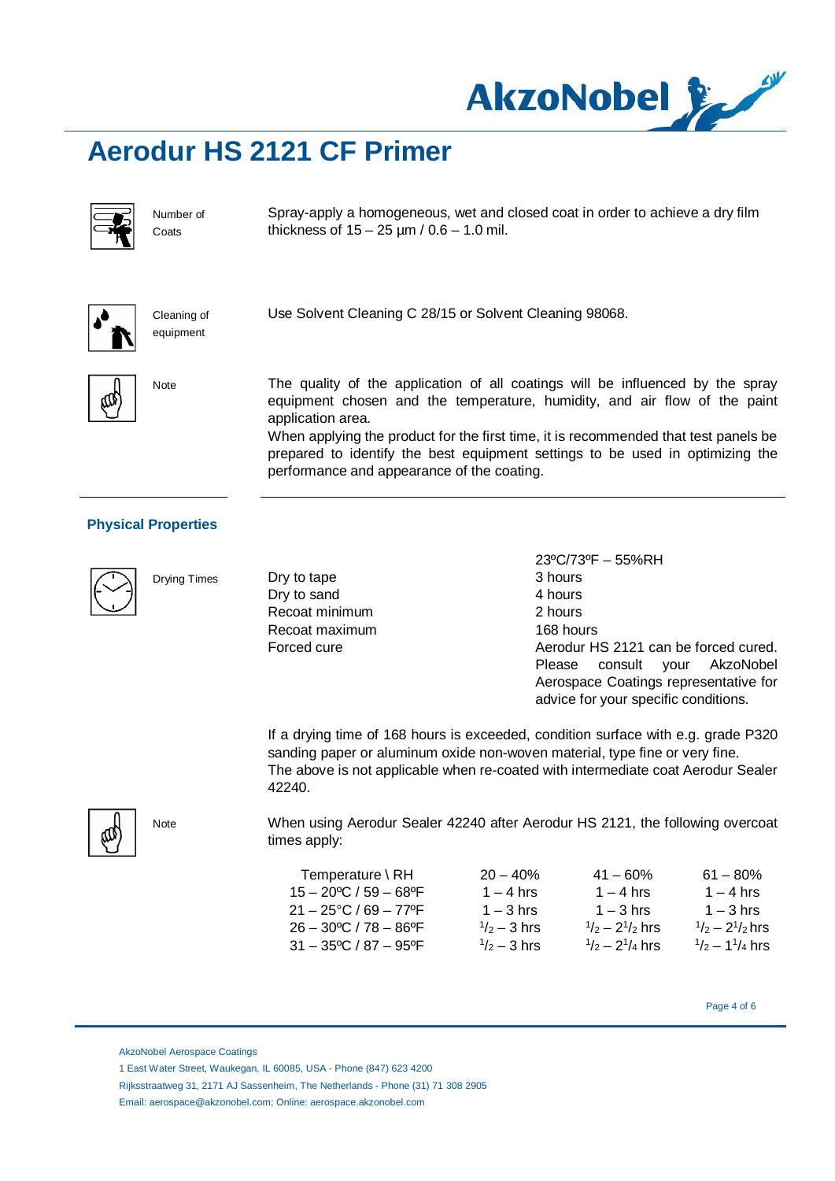# Aerodur HS 2121 CF Primer

**Number of Coats**

Spray-apply a homogeneous, wet and closed coat in order to achieve a dry film thickness of 15 – 25 µm / 0.6 – 1.0 mil.

**Cleaning of equipment**

Use Solvent Cleaning C 28/15 or Solvent Cleaning 98068.

**Note**

The quality of the application of all coatings will be influenced by the spray equipment chosen and the temperature, humidity, and air flow of the paint application area.
When applying the product for the first time, it is recommended that test panels be prepared to identify the best equipment settings to be used in optimizing the performance and appearance of the coating.

## Physical Properties

**Drying Times**

| | 23ºC/73ºF – 55%RH |
|---|---|
| Dry to tape | 3 hours |
| Dry to sand | 4 hours |
| Recoat minimum | 2 hours |
| Recoat maximum | 168 hours |
| Forced cure | Aerodur HS 2121 can be forced cured. Please consult your AkzoNobel Aerospace Coatings representative for advice for your specific conditions. |

If a drying time of 168 hours is exceeded, condition surface with e.g. grade P320 sanding paper or aluminum oxide non-woven material, type fine or very fine.
The above is not applicable when re-coated with intermediate coat Aerodur Sealer 42240.

**Note**

When using Aerodur Sealer 42240 after Aerodur HS 2121, the following overcoat times apply:

| Temperature \ RH | 20 – 40% | 41 – 60% | 61 – 80% |
|---|---|---|---|
| 15 – 20ºC / 59 – 68ºF | 1 – 4 hrs | 1 – 4 hrs | 1 – 4 hrs |
| 21 – 25°C / 69 – 77ºF | 1 – 3 hrs | 1 – 3 hrs | 1 – 3 hrs |
| 26 – 30ºC / 78 – 86ºF | $^{1}/_{2}$ – 3 hrs | $^{1}/_{2}$ – 2$^{1}/_{2}$ hrs | $^{1}/_{2}$ – 2$^{1}/_{2}$ hrs |
| 31 – 35ºC / 87 – 95ºF | $^{1}/_{2}$ – 3 hrs | $^{1}/_{2}$ – 2$^{1}/_{4}$ hrs | $^{1}/_{2}$ – 1$^{1}/_{4}$ hrs |

AkzoNobel Aerospace Coatings
1 East Water Street, Waukegan, IL 60085, USA - Phone (847) 623 4200
Rijksstraatweg 31, 2171 AJ Sassenheim, The Netherlands - Phone (31) 71 308 2905
Email: aerospace@akzonobel.com; Online: aerospace.akzonobel.com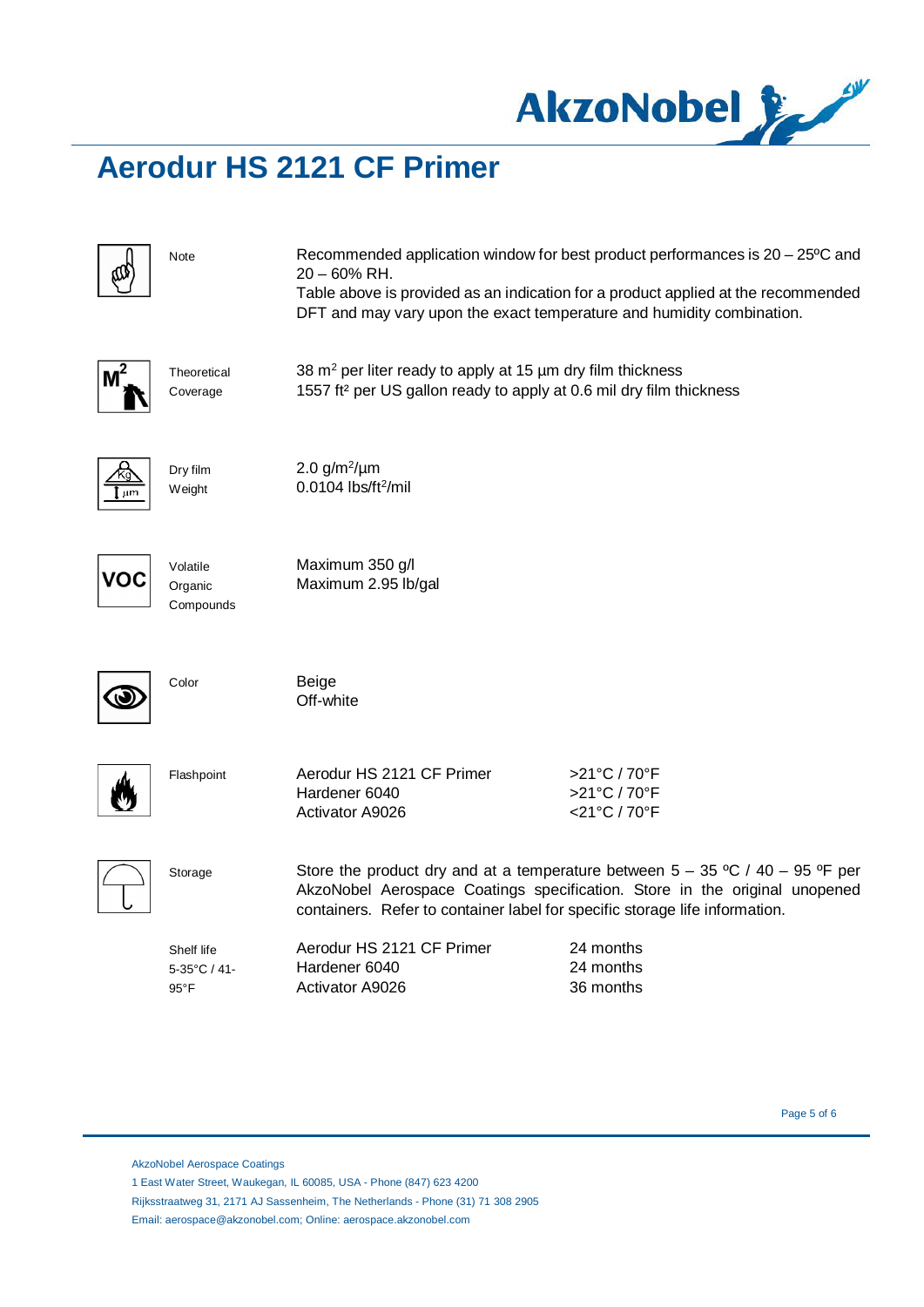# Aerodur HS 2121 CF Primer

**Note**

Recommended application window for best product performances is 20 – 25ºC and 20 – 60% RH.
Table above is provided as an indication for a product applied at the recommended DFT and may vary upon the exact temperature and humidity combination.

**Theoretical Coverage**

38 $m^2$ per liter ready to apply at 15 µm dry film thickness
1557 $ft^2$ per US gallon ready to apply at 0.6 mil dry film thickness

**Dry film Weight**

2.0 $g/m^2/\mu m$
0.0104 $lbs/ft^2/mil$

**Volatile Organic Compounds**

Maximum 350 g/l
Maximum 2.95 lb/gal

**Color**

Beige
Off-white

**Flashpoint**

| Product | Flashpoint |
|---|---|
| Aerodur HS 2121 CF Primer | >21°C / 70°F |
| Hardener 6040 | >21°C / 70°F |
| Activator A9026 | <21°C / 70°F |

**Storage**

Store the product dry and at a temperature between 5 – 35 ºC / 40 – 95 ºF per AkzoNobel Aerospace Coatings specification. Store in the original unopened containers. Refer to container label for specific storage life information.

**Shelf life 5-35°C / 41-95°F**

| Product | Shelf life |
|---|---|
| Aerodur HS 2121 CF Primer | 24 months |
| Hardener 6040 | 24 months |
| Activator A9026 | 36 months |

AkzoNobel Aerospace Coatings
1 East Water Street, Waukegan, IL 60085, USA - Phone (847) 623 4200
Rijksstraatweg 31, 2171 AJ Sassenheim, The Netherlands - Phone (31) 71 308 2905
Email: aerospace@akzonobel.com; Online: aerospace.akzonobel.com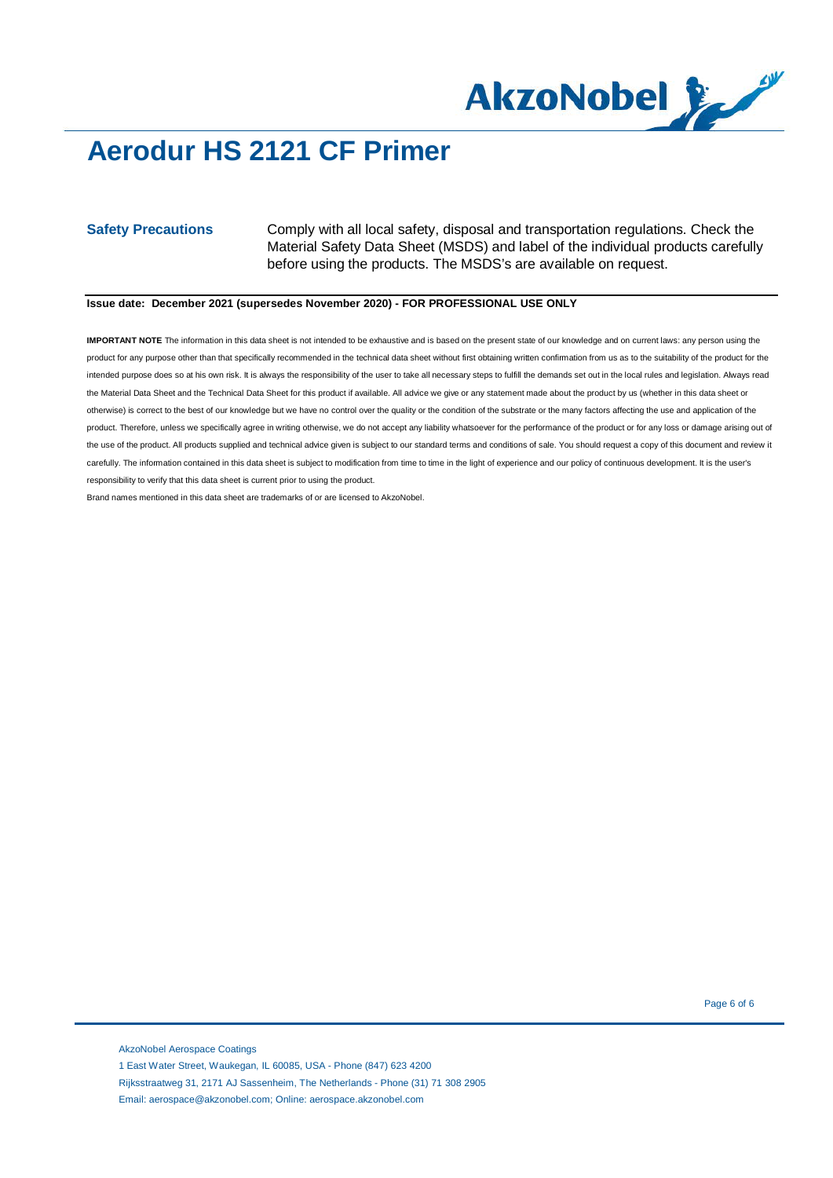**Safety Precautions**

Comply with all local safety, disposal and transportation regulations. Check the Material Safety Data Sheet (MSDS) and label of the individual products carefully before using the products. The MSDS's are available on request.

**Issue date: December 2021 (supersedes November 2020) - FOR PROFESSIONAL USE ONLY**

**IMPORTANT NOTE** The information in this data sheet is not intended to be exhaustive and is based on the present state of our knowledge and on current laws: any person using the product for any purpose other than that specifically recommended in the technical data sheet without first obtaining written confirmation from us as to the suitability of the product for the intended purpose does so at his own risk. It is always the responsibility of the user to take all necessary steps to fulfill the demands set out in the local rules and legislation. Always read the Material Data Sheet and the Technical Data Sheet for this product if available. All advice we give or any statement made about the product by us (whether in this data sheet or otherwise) is correct to the best of our knowledge but we have no control over the quality or the condition of the substrate or the many factors affecting the use and application of the product. Therefore, unless we specifically agree in writing otherwise, we do not accept any liability whatsoever for the performance of the product or for any loss or damage arising out of the use of the product. All products supplied and technical advice given is subject to our standard terms and conditions of sale. You should request a copy of this document and review it carefully. The information contained in this data sheet is subject to modification from time to time in the light of experience and our policy of continuous development. It is the user's responsibility to verify that this data sheet is current prior to using the product.

Brand names mentioned in this data sheet are trademarks of or are licensed to AkzoNobel.

AkzoNobel Aerospace Coatings
1 East Water Street, Waukegan, IL 60085, USA - Phone (847) 623 4200
Rijksstraatweg 31, 2171 AJ Sassenheim, The Netherlands - Phone (31) 71 308 2905
Email: aerospace@akzonobel.com; Online: aerospace.akzonobel.com